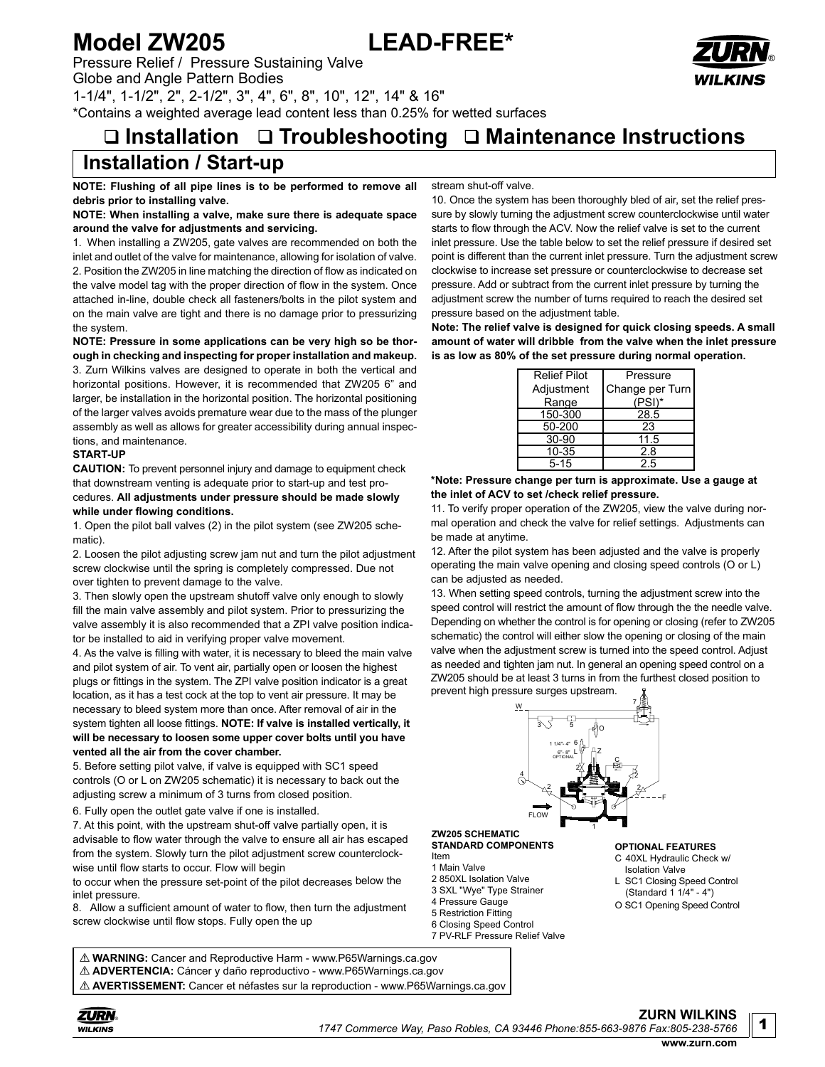# Model ZW205 LEAD-FREE*

Pressure Relief / Pressure Sustaining Valve
Globe and Angle Pattern Bodies
1-1/4", 1-1/2", 2", 2-1/2", 3", 4", 6", 8", 10", 12", 14" & 16"
*Contains a weighted average lead content less than 0.25% for wetted surfaces

## ❑ Installation ❑ Troubleshooting ❑ Maintenance Instructions

## Installation / Start-up

**NOTE: Flushing of all pipe lines is to be performed to remove all debris prior to installing valve.**

**NOTE: When installing a valve, make sure there is adequate space around the valve for adjustments and servicing.**

1. When installing a ZW205, gate valves are recommended on both the inlet and outlet of the valve for maintenance, allowing for isolation of valve.
2. Position the ZW205 in line matching the direction of flow as indicated on the valve model tag with the proper direction of flow in the system. Once attached in-line, double check all fasteners/bolts in the pilot system and on the main valve are tight and there is no damage prior to pressurizing the system.

**NOTE: Pressure in some applications can be very high so be thorough in checking and inspecting for proper installation and makeup.**

3. Zurn Wilkins valves are designed to operate in both the vertical and horizontal positions. However, it is recommended that ZW205 6" and larger, be installation in the horizontal position. The horizontal positioning of the larger valves avoids premature wear due to the mass of the plunger assembly as well as allows for greater accessibility during annual inspections, and maintenance.

**START-UP**

**CAUTION:** To prevent personnel injury and damage to equipment check that downstream venting is adequate prior to start-up and test procedures. **All adjustments under pressure should be made slowly while under flowing conditions.**

1. Open the pilot ball valves (2) in the pilot system (see ZW205 schematic).
2. Loosen the pilot adjusting screw jam nut and turn the pilot adjustment screw clockwise until the spring is completely compressed. Due not over tighten to prevent damage to the valve.
3. Then slowly open the upstream shutoff valve only enough to slowly fill the main valve assembly and pilot system. Prior to pressurizing the valve assembly it is also recommended that a ZPI valve position indicator be installed to aid in verifying proper valve movement.
4. As the valve is filling with water, it is necessary to bleed the main valve and pilot system of air. To vent air, partially open or loosen the highest plugs or fittings in the system. The ZPI valve position indicator is a great location, as it has a test cock at the top to vent air pressure. It may be necessary to bleed system more than once. After removal of air in the system tighten all loose fittings. **NOTE: If valve is installed vertically, it will be necessary to loosen some upper cover bolts until you have vented all the air from the cover chamber.**
5. Before setting pilot valve, if valve is equipped with SC1 speed controls (O or L on ZW205 schematic) it is necessary to back out the adjusting screw a minimum of 3 turns from closed position.
6. Fully open the outlet gate valve if one is installed.
7. At this point, with the upstream shut-off valve partially open, it is advisable to flow water through the valve to ensure all air has escaped from the system. Slowly turn the pilot adjustment screw counterclockwise until flow starts to occur. Flow will begin to occur when the pressure set-point of the pilot decreases below the inlet pressure.
8. Allow a sufficient amount of water to flow, then turn the adjustment screw clockwise until flow stops. Fully open the up stream shut-off valve.
10. Once the system has been thoroughly bled of air, set the relief pressure by slowly turning the adjustment screw counterclockwise until water starts to flow through the ACV. Now the relief valve is set to the current inlet pressure. Use the table below to set the relief pressure if desired set point is different than the current inlet pressure. Turn the adjustment screw clockwise to increase set pressure or counterclockwise to decrease set pressure. Add or subtract from the current inlet pressure by turning the adjustment screw the number of turns required to reach the desired set pressure based on the adjustment table.

**Note: The relief valve is designed for quick closing speeds. A small amount of water will dribble from the valve when the inlet pressure is as low as 80% of the set pressure during normal operation.**

| Relief Pilot Adjustment Range | Pressure Change per Turn (PSI)* |
|---|---|
| 150-300 | 28.5 |
| 50-200 | 23 |
| 30-90 | 11.5 |
| 10-35 | 2.8 |
| 5-15 | 2.5 |

**\*Note: Pressure change per turn is approximate. Use a gauge at the inlet of ACV to set /check relief pressure.**

11. To verify proper operation of the ZW205, view the valve during normal operation and check the valve for relief settings. Adjustments can be made at anytime.
12. After the pilot system has been adjusted and the valve is properly operating the main valve opening and closing speed controls (O or L) can be adjusted as needed.
13. When setting speed controls, turning the adjustment screw into the speed control will restrict the amount of flow through the the needle valve. Depending on whether the control is for opening or closing (refer to ZW205 schematic) the control will either slow the opening or closing of the main valve when the adjustment screw is turned into the speed control. Adjust as needed and tighten jam nut. In general an opening speed control on a ZW205 should be at least 3 turns in from the furthest closed position to prevent high pressure surges upstream.

**ZW205 SCHEMATIC**

**STANDARD COMPONENTS**

Item
1 Main Valve
2 850XL Isolation Valve
3 SXL "Wye" Type Strainer
4 Pressure Gauge
5 Restriction Fitting
6 Closing Speed Control
7 PV-RLF Pressure Relief Valve

**OPTIONAL FEATURES**

C 40XL Hydraulic Check w/ Isolation Valve
L SC1 Closing Speed Control (Standard 1 1/4" - 4")
O SC1 Opening Speed Control

⚠ **WARNING:** Cancer and Reproductive Harm - www.P65Warnings.ca.gov
⚠ **ADVERTENCIA:** Cáncer y daño reproductivo - www.P65Warnings.ca.gov
⚠ **AVERTISSEMENT:** Cancer et néfastes sur la reproduction - www.P65Warnings.ca.gov

**ZURN WILKINS**
*1747 Commerce Way, Paso Robles, CA 93446 Phone:855-663-9876 Fax:805-238-5766*
**www.zurn.com**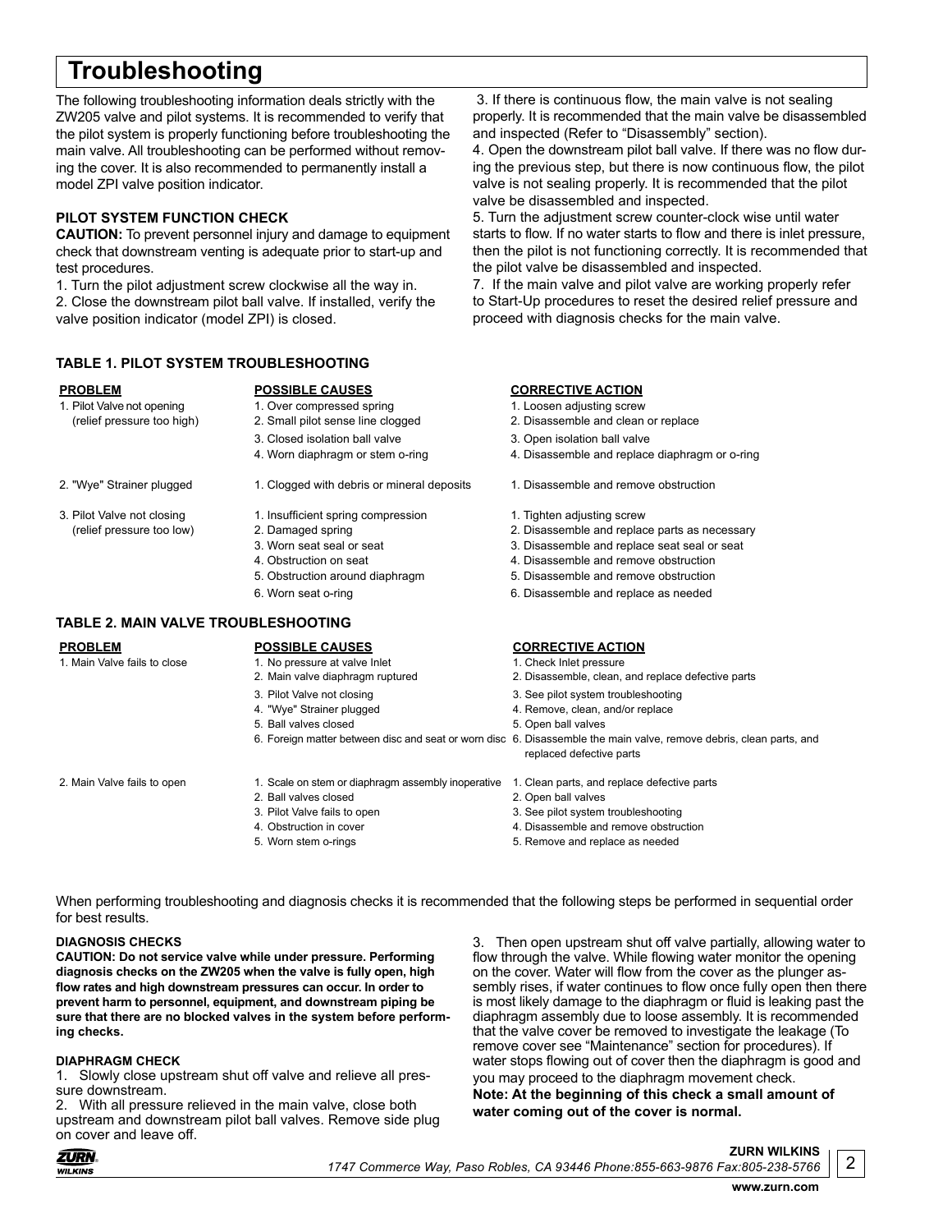# Troubleshooting

The following troubleshooting information deals strictly with the ZW205 valve and pilot systems. It is recommended to verify that the pilot system is properly functioning before troubleshooting the main valve. All troubleshooting can be performed without removing the cover. It is also recommended to permanently install a model ZPI valve position indicator.

### PILOT SYSTEM FUNCTION CHECK

**CAUTION:** To prevent personnel injury and damage to equipment check that downstream venting is adequate prior to start-up and test procedures.

1. Turn the pilot adjustment screw clockwise all the way in.
2. Close the downstream pilot ball valve. If installed, verify the valve position indicator (model ZPI) is closed.
3. If there is continuous flow, the main valve is not sealing properly. It is recommended that the main valve be disassembled and inspected (Refer to "Disassembly" section).
4. Open the downstream pilot ball valve. If there was no flow during the previous step, but there is now continuous flow, the pilot valve is not sealing properly. It is recommended that the pilot valve be disassembled and inspected.
5. Turn the adjustment screw counter-clock wise until water starts to flow. If no water starts to flow and there is inlet pressure, then the pilot is not functioning correctly. It is recommended that the pilot valve be disassembled and inspected.
7. If the main valve and pilot valve are working properly refer to Start-Up procedures to reset the desired relief pressure and proceed with diagnosis checks for the main valve.

### TABLE 1. PILOT SYSTEM TROUBLESHOOTING

| PROBLEM | POSSIBLE CAUSES | CORRECTIVE ACTION |
|---|---|---|
| 1. Pilot Valve not opening (relief pressure too high) | 1. Over compressed spring | 1. Loosen adjusting screw |
| | 2. Small pilot sense line clogged | 2. Disassemble and clean or replace |
| | 3. Closed isolation ball valve | 3. Open isolation ball valve |
| | 4. Worn diaphragm or stem o-ring | 4. Disassemble and replace diaphragm or o-ring |
| 2. "Wye" Strainer plugged | 1. Clogged with debris or mineral deposits | 1. Disassemble and remove obstruction |
| 3. Pilot Valve not closing (relief pressure too low) | 1. Insufficient spring compression | 1. Tighten adjusting screw |
| | 2. Damaged spring | 2. Disassemble and replace parts as necessary |
| | 3. Worn seat seal or seat | 3. Disassemble and replace seat seal or seat |
| | 4. Obstruction on seat | 4. Disassemble and remove obstruction |
| | 5. Obstruction around diaphragm | 5. Disassemble and remove obstruction |
| | 6. Worn seat o-ring | 6. Disassemble and replace as needed |

### TABLE 2. MAIN VALVE TROUBLESHOOTING

| PROBLEM | POSSIBLE CAUSES | CORRECTIVE ACTION |
|---|---|---|
| 1. Main Valve fails to close | 1. No pressure at valve Inlet | 1. Check Inlet pressure |
| | 2. Main valve diaphragm ruptured | 2. Disassemble, clean, and replace defective parts |
| | 3. Pilot Valve not closing | 3. See pilot system troubleshooting |
| | 4. "Wye" Strainer plugged | 4. Remove, clean, and/or replace |
| | 5. Ball valves closed | 5. Open ball valves |
| | 6. Foreign matter between disc and seat or worn disc | 6. Disassemble the main valve, remove debris, clean parts, and replaced defective parts |
| 2. Main Valve fails to open | 1. Scale on stem or diaphragm assembly inoperative | 1. Clean parts, and replace defective parts |
| | 2. Ball valves closed | 2. Open ball valves |
| | 3. Pilot Valve fails to open | 3. See pilot system troubleshooting |
| | 4. Obstruction in cover | 4. Disassemble and remove obstruction |
| | 5. Worn stem o-rings | 5. Remove and replace as needed |

When performing troubleshooting and diagnosis checks it is recommended that the following steps be performed in sequential order for best results.

### DIAGNOSIS CHECKS

**CAUTION: Do not service valve while under pressure. Performing diagnosis checks on the ZW205 when the valve is fully open, high flow rates and high downstream pressures can occur. In order to prevent harm to personnel, equipment, and downstream piping be sure that there are no blocked valves in the system before performing checks.**

### DIAPHRAGM CHECK

1. Slowly close upstream shut off valve and relieve all pressure downstream.
2. With all pressure relieved in the main valve, close both upstream and downstream pilot ball valves. Remove side plug on cover and leave off.
3. Then open upstream shut off valve partially, allowing water to flow through the valve. While flowing water monitor the opening on the cover. Water will flow from the cover as the plunger assembly rises, if water continues to flow once fully open then there is most likely damage to the diaphragm or fluid is leaking past the diaphragm assembly due to loose assembly. It is recommended that the valve cover be removed to investigate the leakage (To remove cover see "Maintenance" section for procedures). If water stops flowing out of cover then the diaphragm is good and you may proceed to the diaphragm movement check.

**Note: At the beginning of this check a small amount of water coming out of the cover is normal.**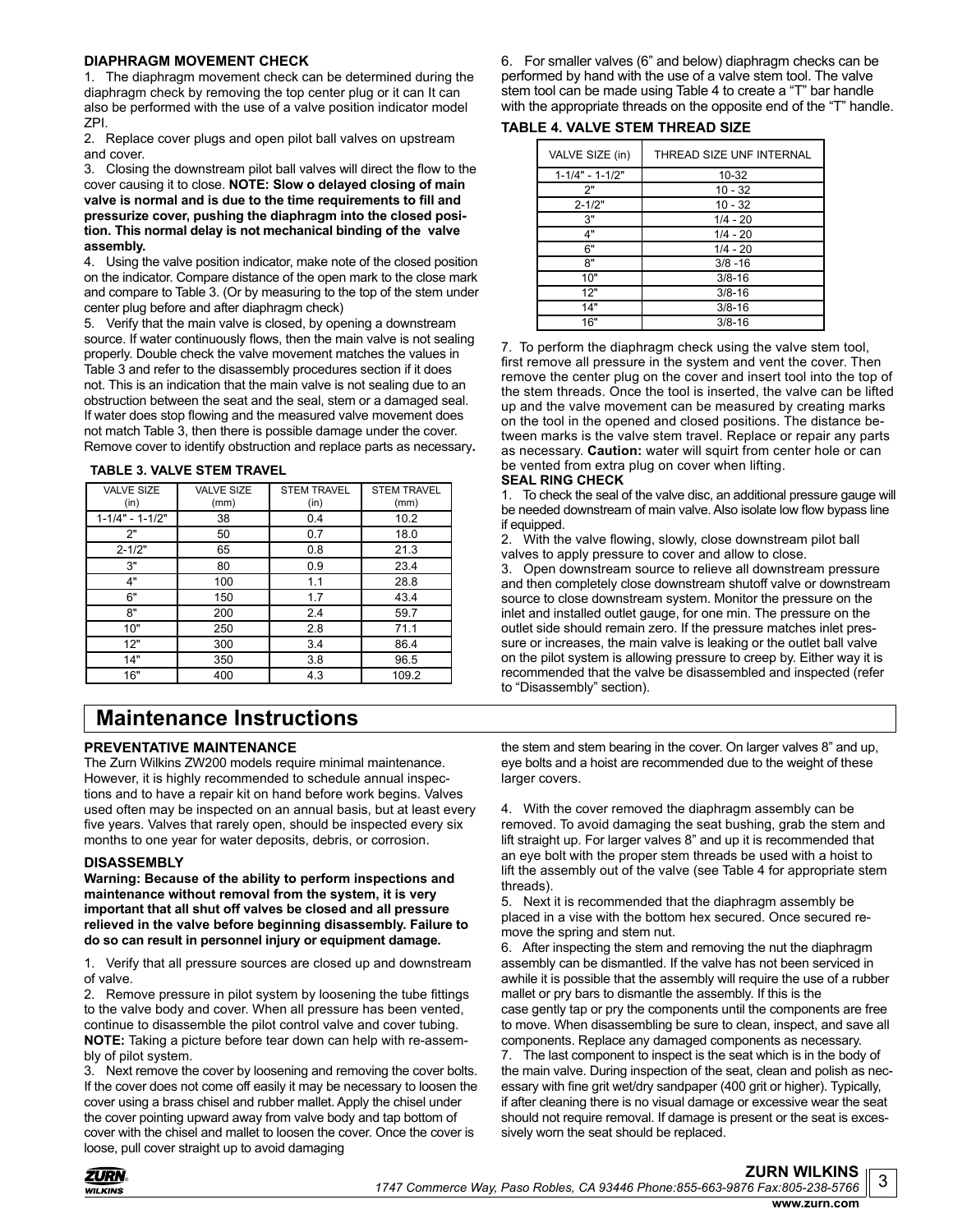### DIAPHRAGM MOVEMENT CHECK

1. The diaphragm movement check can be determined during the diaphragm check by removing the top center plug or it can It can also be performed with the use of a valve position indicator model ZPI.
2. Replace cover plugs and open pilot ball valves on upstream and cover.
3. Closing the downstream pilot ball valves will direct the flow to the cover causing it to close. **NOTE: Slow o delayed closing of main valve is normal and is due to the time requirements to fill and pressurize cover, pushing the diaphragm into the closed position. This normal delay is not mechanical binding of the valve assembly.**
4. Using the valve position indicator, make note of the closed position on the indicator. Compare distance of the open mark to the close mark and compare to Table 3. (Or by measuring to the top of the stem under center plug before and after diaphragm check)
5. Verify that the main valve is closed, by opening a downstream source. If water continuously flows, then the main valve is not sealing properly. Double check the valve movement matches the values in Table 3 and refer to the disassembly procedures section if it does not. This is an indication that the main valve is not sealing due to an obstruction between the seat and the seal, stem or a damaged seal. If water does stop flowing and the measured valve movement does not match Table 3, then there is possible damage under the cover. Remove cover to identify obstruction and replace parts as necessary**.**

**TABLE 3. VALVE STEM TRAVEL**

| VALVE SIZE (in) | VALVE SIZE (mm) | STEM TRAVEL (in) | STEM TRAVEL (mm) |
|---|---|---|---|
| 1-1/4" - 1-1/2" | 38 | 0.4 | 10.2 |
| 2" | 50 | 0.7 | 18.0 |
| 2-1/2" | 65 | 0.8 | 21.3 |
| 3" | 80 | 0.9 | 23.4 |
| 4" | 100 | 1.1 | 28.8 |
| 6" | 150 | 1.7 | 43.4 |
| 8" | 200 | 2.4 | 59.7 |
| 10" | 250 | 2.8 | 71.1 |
| 12" | 300 | 3.4 | 86.4 |
| 14" | 350 | 3.8 | 96.5 |
| 16" | 400 | 4.3 | 109.2 |

6. For smaller valves (6" and below) diaphragm checks can be performed by hand with the use of a valve stem tool. The valve stem tool can be made using Table 4 to create a "T" bar handle with the appropriate threads on the opposite end of the "T" handle.

**TABLE 4. VALVE STEM THREAD SIZE**

| VALVE SIZE (in) | THREAD SIZE UNF INTERNAL |
|---|---|
| 1-1/4" - 1-1/2" | 10-32 |
| 2" | 10 - 32 |
| 2-1/2" | 10 - 32 |
| 3" | 1/4 - 20 |
| 4" | 1/4 - 20 |
| 6" | 1/4 - 20 |
| 8" | 3/8 -16 |
| 10" | 3/8-16 |
| 12" | 3/8-16 |
| 14" | 3/8-16 |
| 16" | 3/8-16 |

7. To perform the diaphragm check using the valve stem tool, first remove all pressure in the system and vent the cover. Then remove the center plug on the cover and insert tool into the top of the stem threads. Once the tool is inserted, the valve can be lifted up and the valve movement can be measured by creating marks on the tool in the opened and closed positions. The distance between marks is the valve stem travel. Replace or repair any parts as necessary. **Caution:** water will squirt from center hole or can be vented from extra plug on cover when lifting.

### SEAL RING CHECK

1. To check the seal of the valve disc, an additional pressure gauge will be needed downstream of main valve. Also isolate low flow bypass line if equipped.
2. With the valve flowing, slowly, close downstream pilot ball valves to apply pressure to cover and allow to close.
3. Open downstream source to relieve all downstream pressure and then completely close downstream shutoff valve or downstream source to close downstream system. Monitor the pressure on the inlet and installed outlet gauge, for one min. The pressure on the outlet side should remain zero. If the pressure matches inlet pressure or increases, the main valve is leaking or the outlet ball valve on the pilot system is allowing pressure to creep by. Either way it is recommended that the valve be disassembled and inspected (refer to "Disassembly" section).

## Maintenance Instructions

### PREVENTATIVE MAINTENANCE

The Zurn Wilkins ZW200 models require minimal maintenance. However, it is highly recommended to schedule annual inspections and to have a repair kit on hand before work begins. Valves used often may be inspected on an annual basis, but at least every five years. Valves that rarely open, should be inspected every six months to one year for water deposits, debris, or corrosion.

### DISASSEMBLY

**Warning: Because of the ability to perform inspections and maintenance without removal from the system, it is very important that all shut off valves be closed and all pressure relieved in the valve before beginning disassembly. Failure to do so can result in personnel injury or equipment damage.**

1. Verify that all pressure sources are closed up and downstream of valve.
2. Remove pressure in pilot system by loosening the tube fittings to the valve body and cover. When all pressure has been vented, continue to disassemble the pilot control valve and cover tubing. **NOTE:** Taking a picture before tear down can help with re-assembly of pilot system.
3. Next remove the cover by loosening and removing the cover bolts. If the cover does not come off easily it may be necessary to loosen the cover using a brass chisel and rubber mallet. Apply the chisel under the cover pointing upward away from valve body and tap bottom of cover with the chisel and mallet to loosen the cover. Once the cover is loose, pull cover straight up to avoid damaging the stem and stem bearing in the cover. On larger valves 8" and up, eye bolts and a hoist are recommended due to the weight of these larger covers.
4. With the cover removed the diaphragm assembly can be removed. To avoid damaging the seat bushing, grab the stem and lift straight up. For larger valves 8" and up it is recommended that an eye bolt with the proper stem threads be used with a hoist to lift the assembly out of the valve (see Table 4 for appropriate stem threads).
5. Next it is recommended that the diaphragm assembly be placed in a vise with the bottom hex secured. Once secured remove the spring and stem nut.
6. After inspecting the stem and removing the nut the diaphragm assembly can be dismantled. If the valve has not been serviced in awhile it is possible that the assembly will require the use of a rubber mallet or pry bars to dismantle the assembly. If this is the case gently tap or pry the components until the components are free to move. When disassembling be sure to clean, inspect, and save all components. Replace any damaged components as necessary.
7. The last component to inspect is the seat which is in the body of the main valve. During inspection of the seat, clean and polish as necessary with fine grit wet/dry sandpaper (400 grit or higher). Typically, if after cleaning there is no visual damage or excessive wear the seat should not require removal. If damage is present or the seat is excessively worn the seat should be replaced.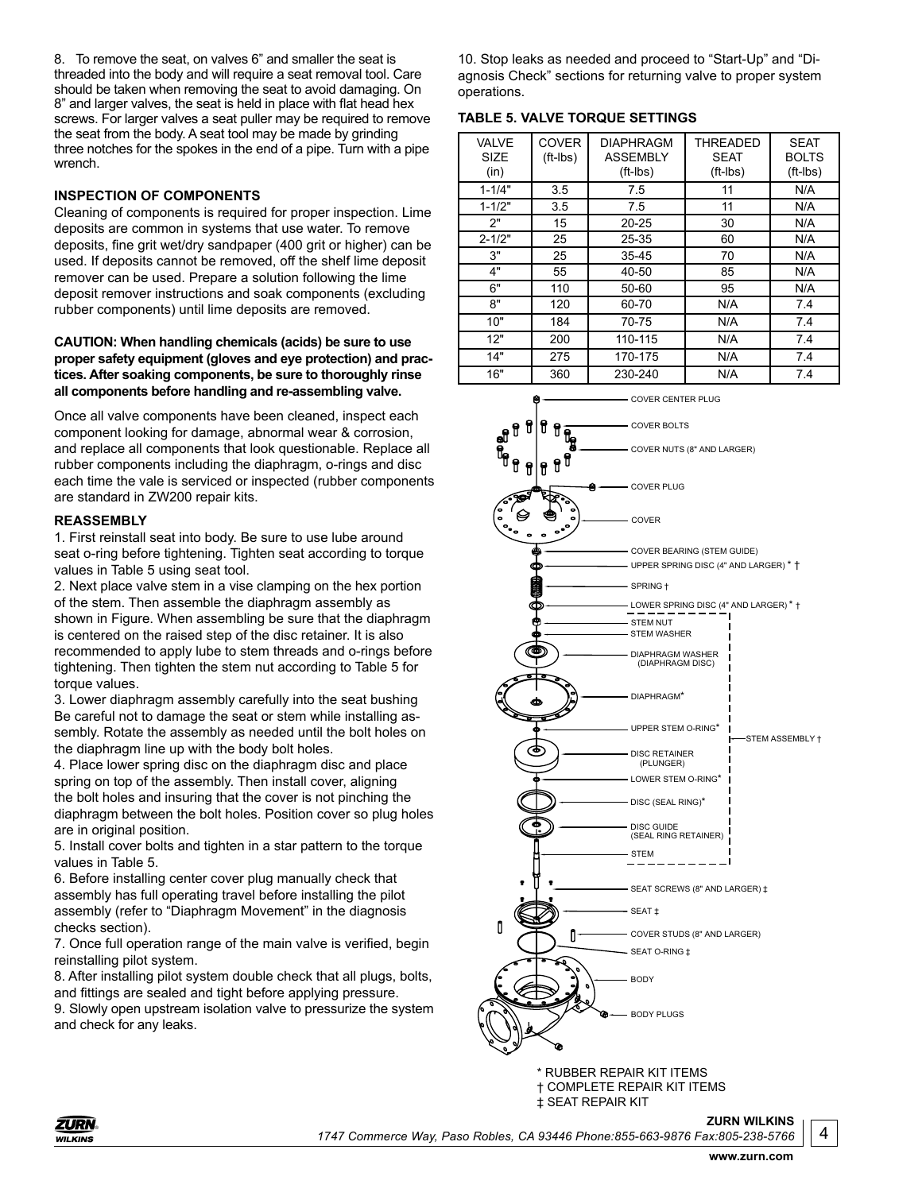8. To remove the seat, on valves 6" and smaller the seat is threaded into the body and will require a seat removal tool. Care should be taken when removing the seat to avoid damaging. On 8" and larger valves, the seat is held in place with flat head hex screws. For larger valves a seat puller may be required to remove the seat from the body. A seat tool may be made by grinding three notches for the spokes in the end of a pipe. Turn with a pipe wrench.

### INSPECTION OF COMPONENTS

Cleaning of components is required for proper inspection. Lime deposits are common in systems that use water. To remove deposits, fine grit wet/dry sandpaper (400 grit or higher) can be used. If deposits cannot be removed, off the shelf lime deposit remover can be used. Prepare a solution following the lime deposit remover instructions and soak components (excluding rubber components) until lime deposits are removed.

**CAUTION: When handling chemicals (acids) be sure to use proper safety equipment (gloves and eye protection) and practices. After soaking components, be sure to thoroughly rinse all components before handling and re-assembling valve.**

Once all valve components have been cleaned, inspect each component looking for damage, abnormal wear & corrosion, and replace all components that look questionable. Replace all rubber components including the diaphragm, o-rings and disc each time the vale is serviced or inspected (rubber components are standard in ZW200 repair kits.

### REASSEMBLY

1. First reinstall seat into body. Be sure to use lube around seat o-ring before tightening. Tighten seat according to torque values in Table 5 using seat tool.
2. Next place valve stem in a vise clamping on the hex portion of the stem. Then assemble the diaphragm assembly as shown in Figure. When assembling be sure that the diaphragm is centered on the raised step of the disc retainer. It is also recommended to apply lube to stem threads and o-rings before tightening. Then tighten the stem nut according to Table 5 for torque values.
3. Lower diaphragm assembly carefully into the seat bushing Be careful not to damage the seat or stem while installing assembly. Rotate the assembly as needed until the bolt holes on the diaphragm line up with the body bolt holes.
4. Place lower spring disc on the diaphragm disc and place spring on top of the assembly. Then install cover, aligning the bolt holes and insuring that the cover is not pinching the diaphragm between the bolt holes. Position cover so plug holes are in original position.
5. Install cover bolts and tighten in a star pattern to the torque values in Table 5.
6. Before installing center cover plug manually check that assembly has full operating travel before installing the pilot assembly (refer to "Diaphragm Movement" in the diagnosis checks section).
7. Once full operation range of the main valve is verified, begin reinstalling pilot system.
8. After installing pilot system double check that all plugs, bolts, and fittings are sealed and tight before applying pressure.
9. Slowly open upstream isolation valve to pressurize the system and check for any leaks.
10. Stop leaks as needed and proceed to "Start-Up" and "Diagnosis Check" sections for returning valve to proper system operations.

**TABLE 5. VALVE TORQUE SETTINGS**

| VALVE SIZE (in) | COVER (ft-lbs) | DIAPHRAGM ASSEMBLY (ft-lbs) | THREADED SEAT (ft-lbs) | SEAT BOLTS (ft-lbs) |
|---|---|---|---|---|
| 1-1/4" | 3.5 | 7.5 | 11 | N/A |
| 1-1/2" | 3.5 | 7.5 | 11 | N/A |
| 2" | 15 | 20-25 | 30 | N/A |
| 2-1/2" | 25 | 25-35 | 60 | N/A |
| 3" | 25 | 35-45 | 70 | N/A |
| 4" | 55 | 40-50 | 85 | N/A |
| 6" | 110 | 50-60 | 95 | N/A |
| 8" | 120 | 60-70 | N/A | 7.4 |
| 10" | 184 | 70-75 | N/A | 7.4 |
| 12" | 200 | 110-115 | N/A | 7.4 |
| 14" | 275 | 170-175 | N/A | 7.4 |
| 16" | 360 | 230-240 | N/A | 7.4 |

COVER CENTER PLUG
COVER BOLTS
COVER NUTS (8" AND LARGER)
COVER PLUG
COVER
COVER BEARING (STEM GUIDE)
UPPER SPRING DISC (4" AND LARGER) * †
SPRING †
LOWER SPRING DISC (4" AND LARGER) * †
STEM NUT
STEM WASHER
DIAPHRAGM WASHER (DIAPHRAGM DISC)
DIAPHRAGM*
UPPER STEM O-RING*
DISC RETAINER (PLUNGER)
LOWER STEM O-RING*
DISC (SEAL RING)*
DISC GUIDE (SEAL RING RETAINER)
STEM
STEM ASSEMBLY †
SEAT SCREWS (8" AND LARGER) ‡
SEAT ‡
COVER STUDS (8" AND LARGER)
SEAT O-RING ‡
BODY
BODY PLUGS

\* RUBBER REPAIR KIT ITEMS
† COMPLETE REPAIR KIT ITEMS
‡ SEAT REPAIR KIT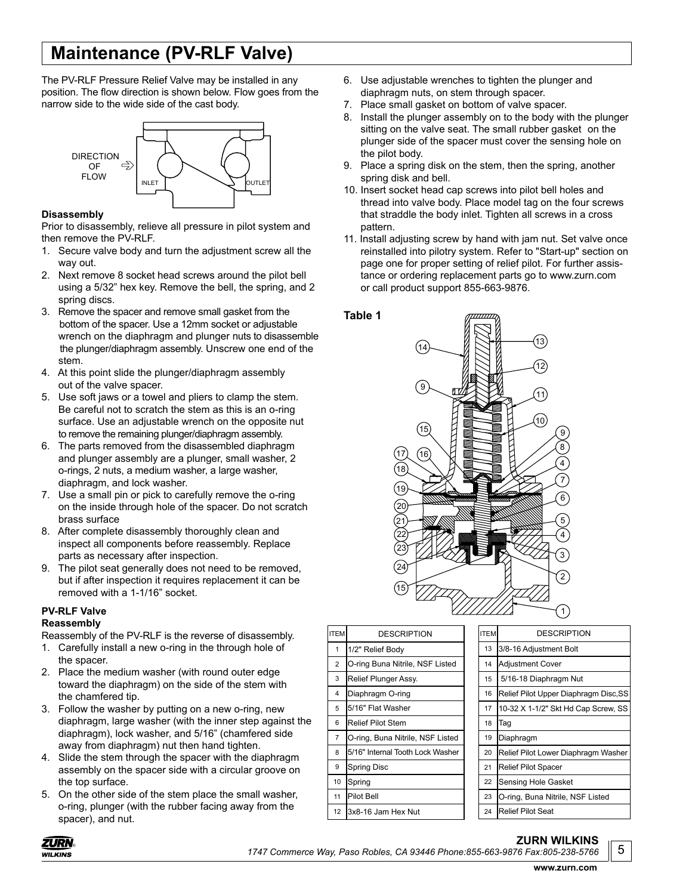# Maintenance (PV-RLF Valve)

The PV-RLF Pressure Relief Valve may be installed in any position. The flow direction is shown below. Flow goes from the narrow side to the wide side of the cast body.

DIRECTION OF FLOW

INLET OUTLET

**Disassembly**

Prior to disassembly, relieve all pressure in pilot system and then remove the PV-RLF.

1. Secure valve body and turn the adjustment screw all the way out.
2. Next remove 8 socket head screws around the pilot bell using a 5/32" hex key. Remove the bell, the spring, and 2 spring discs.
3. Remove the spacer and remove small gasket from the bottom of the spacer. Use a 12mm socket or adjustable wrench on the diaphragm and plunger nuts to disassemble the plunger/diaphragm assembly. Unscrew one end of the stem.
4. At this point slide the plunger/diaphragm assembly out of the valve spacer.
5. Use soft jaws or a towel and pliers to clamp the stem. Be careful not to scratch the stem as this is an o-ring surface. Use an adjustable wrench on the opposite nut to remove the remaining plunger/diaphragm assembly.
6. The parts removed from the disassembled diaphragm and plunger assembly are a plunger, small washer, 2 o-rings, 2 nuts, a medium washer, a large washer, diaphragm, and lock washer.
7. Use a small pin or pick to carefully remove the o-ring on the inside through hole of the spacer. Do not scratch brass surface
8. After complete disassembly thoroughly clean and inspect all components before reassembly. Replace parts as necessary after inspection.
9. The pilot seat generally does not need to be removed, but if after inspection it requires replacement it can be removed with a 1-1/16" socket.

**PV-RLF Valve**

**Reassembly**

Reassembly of the PV-RLF is the reverse of disassembly.

1. Carefully install a new o-ring in the through hole of the spacer.
2. Place the medium washer (with round outer edge toward the diaphragm) on the side of the stem with the chamfered tip.
3. Follow the washer by putting on a new o-ring, new diaphragm, large washer (with the inner step against the diaphragm), lock washer, and 5/16" (chamfered side away from diaphragm) nut then hand tighten.
4. Slide the stem through the spacer with the diaphragm assembly on the spacer side with a circular groove on the top surface.
5. On the other side of the stem place the small washer, o-ring, plunger (with the rubber facing away from the spacer), and nut.
6. Use adjustable wrenches to tighten the plunger and diaphragm nuts, on stem through spacer.
7. Place small gasket on bottom of valve spacer.
8. Install the plunger assembly on to the body with the plunger sitting on the valve seat. The small rubber gasket on the plunger side of the spacer must cover the sensing hole on the pilot body.
9. Place a spring disk on the stem, then the spring, another spring disk and bell.
10. Insert socket head cap screws into pilot bell holes and thread into valve body. Place model tag on the four screws that straddle the body inlet. Tighten all screws in a cross pattern.
11. Install adjusting screw by hand with jam nut. Set valve once reinstalled into pilotry system. Refer to "Start-up" section on page one for proper setting of relief pilot. For further assistance or ordering replacement parts go to www.zurn.com or call product support 855-663-9876.

**Table 1**

| ITEM | DESCRIPTION |
|---|---|
| 1 | 1/2" Relief Body |
| 2 | O-ring Buna Nitrile, NSF Listed |
| 3 | Relief Plunger Assy. |
| 4 | Diaphragm O-ring |
| 5 | 5/16" Flat Washer |
| 6 | Relief Pilot Stem |
| 7 | O-ring, Buna Nitrile, NSF Listed |
| 8 | 5/16" Internal Tooth Lock Washer |
| 9 | Spring Disc |
| 10 | Spring |
| 11 | Pilot Bell |
| 12 | 3x8-16 Jam Hex Nut |
| 13 | 3/8-16 Adjustment Bolt |
| 14 | Adjustment Cover |
| 15 | 5/16-18 Diaphragm Nut |
| 16 | Relief Pilot Upper Diaphragm Disc,SS |
| 17 | 10-32 X 1-1/2" Skt Hd Cap Screw, SS |
| 18 | Tag |
| 19 | Diaphragm |
| 20 | Relief Pilot Lower Diaphragm Washer |
| 21 | Relief Pilot Spacer |
| 22 | Sensing Hole Gasket |
| 23 | O-ring, Buna Nitrile, NSF Listed |
| 24 | Relief Pilot Seat |

**ZURN WILKINS**

1747 Commerce Way, Paso Robles, CA 93446 Phone:855-663-9876 Fax:805-238-5766

www.zurn.com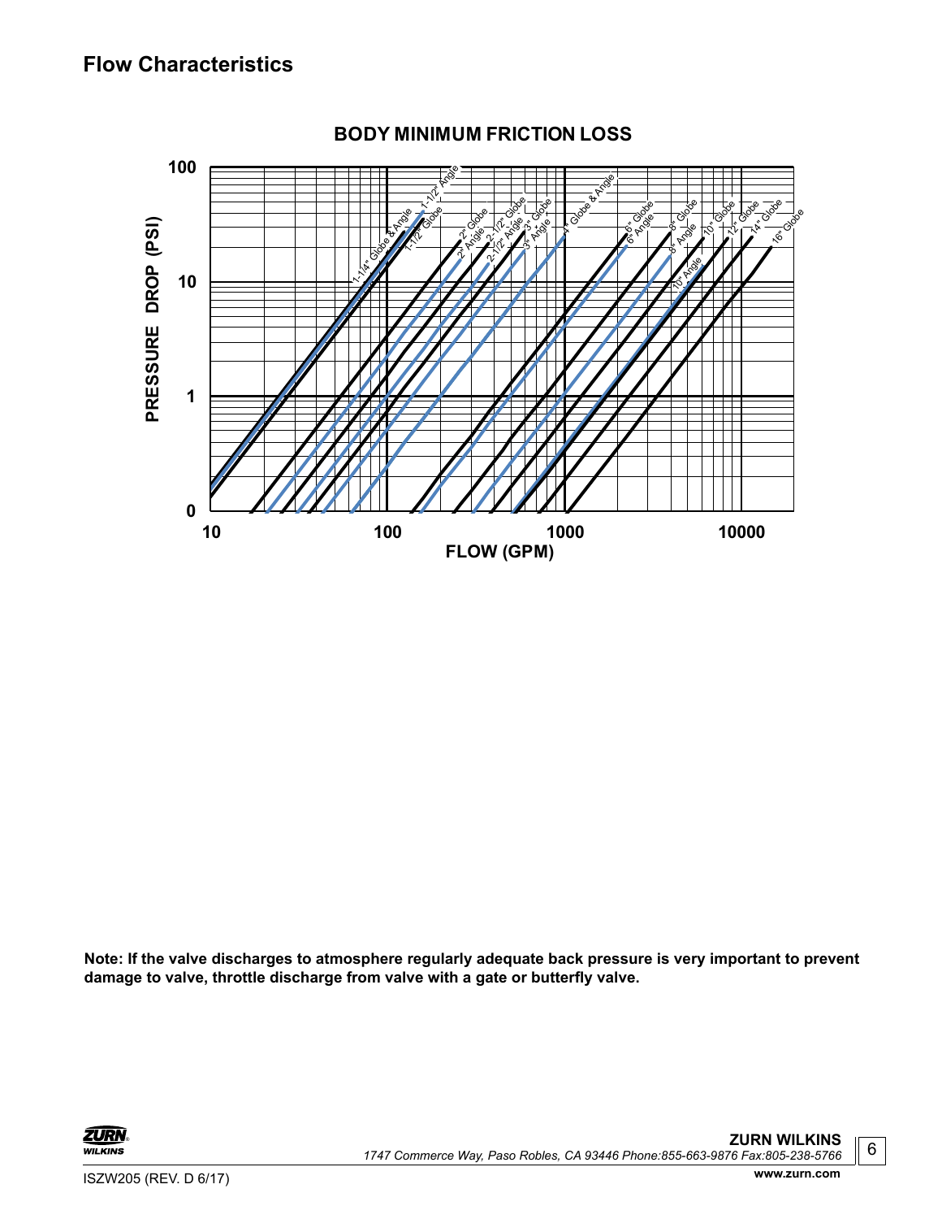## Flow Characteristics

BODY MINIMUM FRICTION LOSS

PRESSURE DROP (PSI)

100

10

1

0

10

100

1000

10000

FLOW (GPM)

1-1/4" Globe & Angle

1-1/2" Angle

1-1/2" Globe

2" Globe

2" Angle

2-1/2" Globe

2-1/2" Angle

3" Globe

3" Angle

4" Globe & Angle

6" Globe

6" Angle

8" Globe

8" Angle

10" Globe

10" Angle

12" Globe

14" Globe

16" Globe

**Note: If the valve discharges to atmosphere regularly adequate back pressure is very important to prevent damage to valve, throttle discharge from valve with a gate or butterfly valve.**

ZURN WILKINS

*1747 Commerce Way, Paso Robles, CA 93446 Phone:855-663-9876 Fax:805-238-5766*

ISZW205 (REV. D 6/17)

www.zurn.com